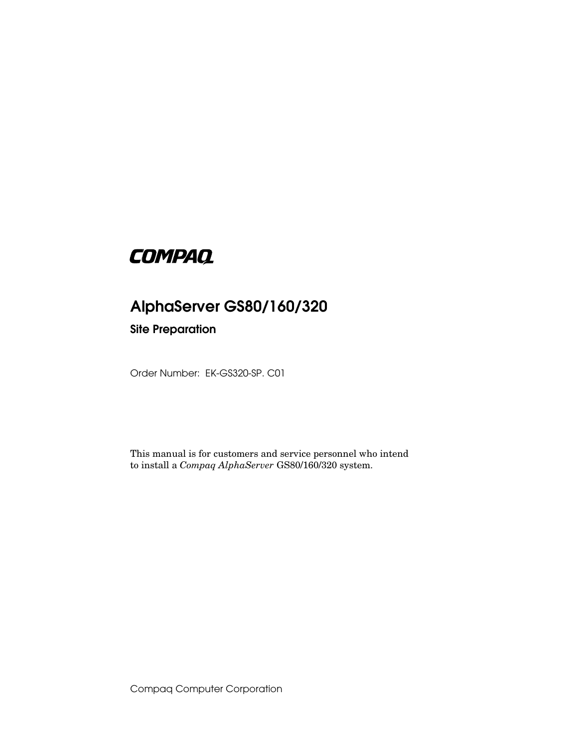COMPAQ

# AlphaServer GS80/160/320

## Site Preparation

Order Number: EK-GS320-SP. C01

This manual is for customers and service personnel who intend to install a *Compaq AlphaServer* GS80/160/320 system.

Compaq Computer Corporation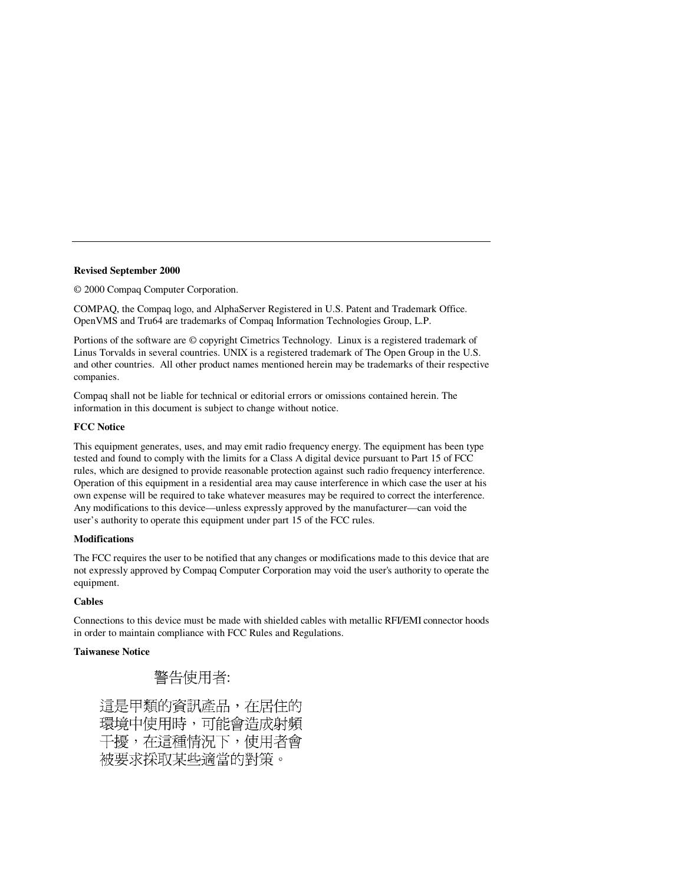**Revised September 2000**

© 2000 Compaq Computer Corporation.

COMPAQ, the Compaq logo, and AlphaServer Registered in U.S. Patent and Trademark Office. OpenVMS and Tru64 are trademarks of Compaq Information Technologies Group, L.P.

Portions of the software are © copyright Cimetrics Technology. Linux is a registered trademark of Linus Torvalds in several countries. UNIX is a registered trademark of The Open Group in the U.S. and other countries. All other product names mentioned herein may be trademarks of their respective companies.

Compaq shall not be liable for technical or editorial errors or omissions contained herein. The information in this document is subject to change without notice.

**FCC Notice**

This equipment generates, uses, and may emit radio frequency energy. The equipment has been type tested and found to comply with the limits for a Class A digital device pursuant to Part 15 of FCC rules, which are designed to provide reasonable protection against such radio frequency interference. Operation of this equipment in a residential area may cause interference in which case the user at his own expense will be required to take whatever measures may be required to correct the interference. Any modifications to this device—unless expressly approved by the manufacturer—can void the user's authority to operate this equipment under part 15 of the FCC rules.

**Modifications**

The FCC requires the user to be notified that any changes or modifications made to this device that are not expressly approved by Compaq Computer Corporation may void the user's authority to operate the equipment.

**Cables**

Connections to this device must be made with shielded cables with metallic RFI/EMI connector hoods in order to maintain compliance with FCC Rules and Regulations.

**Taiwanese Notice**

警告使用者:

這是甲類的資訊產品，在居住的環境中使用時，可能會造成射頻干擾，在這種情況下，使用者會被要求採取某些適當的對策。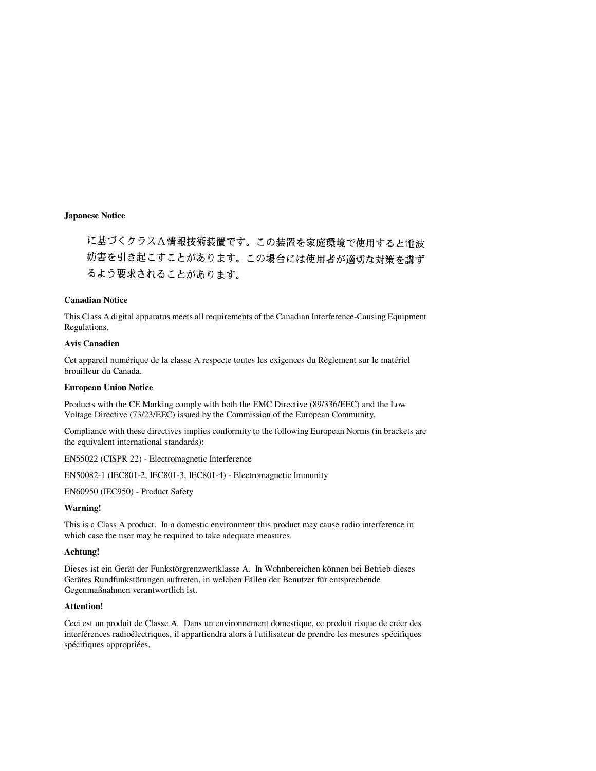**Japanese Notice**

に基づくクラスA情報技術装置です。この装置を家庭環境で使用すると電波妨害を引き起こすことがあります。この場合には使用者が適切な対策を講ずるよう要求されることがあります。

**Canadian Notice**

This Class A digital apparatus meets all requirements of the Canadian Interference-Causing Equipment Regulations.

**Avis Canadien**

Cet appareil numérique de la classe A respecte toutes les exigences du Règlement sur le matériel brouilleur du Canada.

**European Union Notice**

Products with the CE Marking comply with both the EMC Directive (89/336/EEC) and the Low Voltage Directive (73/23/EEC) issued by the Commission of the European Community.

Compliance with these directives implies conformity to the following European Norms (in brackets are the equivalent international standards):

EN55022 (CISPR 22) - Electromagnetic Interference

EN50082-1 (IEC801-2, IEC801-3, IEC801-4) - Electromagnetic Immunity

EN60950 (IEC950) - Product Safety

**Warning!**

This is a Class A product. In a domestic environment this product may cause radio interference in which case the user may be required to take adequate measures.

**Achtung!**

Dieses ist ein Gerät der Funkstörgrenzwertklasse A. In Wohnbereichen können bei Betrieb dieses Gerätes Rundfunkstörungen auftreten, in welchen Fällen der Benutzer für entsprechende Gegenmaßnahmen verantwortlich ist.

**Attention!**

Ceci est un produit de Classe A. Dans un environnement domestique, ce produit risque de créer des interférences radioélectriques, il appartiendra alors à l'utilisateur de prendre les mesures spécifiques spécifiques appropriées.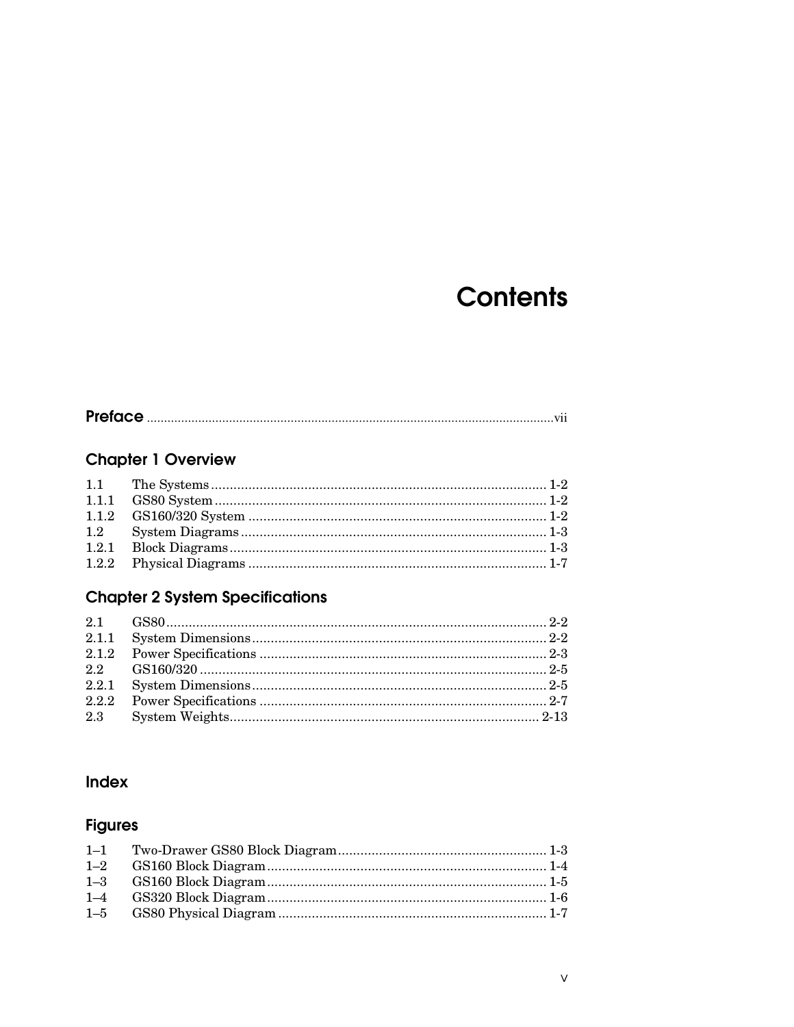# Contents

**Preface** .......................................................................................................................vii

## Chapter 1 Overview

| | | |
|---|---|---|
| 1.1 | The Systems | 1-2 |
| 1.1.1 | GS80 System | 1-2 |
| 1.1.2 | GS160/320 System | 1-2 |
| 1.2 | System Diagrams | 1-3 |
| 1.2.1 | Block Diagrams | 1-3 |
| 1.2.2 | Physical Diagrams | 1-7 |

## Chapter 2 System Specifications

| | | |
|---|---|---|
| 2.1 | GS80 | 2-2 |
| 2.1.1 | System Dimensions | 2-2 |
| 2.1.2 | Power Specifications | 2-3 |
| 2.2 | GS160/320 | 2-5 |
| 2.2.1 | System Dimensions | 2-5 |
| 2.2.2 | Power Specifications | 2-7 |
| 2.3 | System Weights | 2-13 |

## Index

## Figures

| | | |
|---|---|---|
| 1–1 | Two-Drawer GS80 Block Diagram | 1-3 |
| 1–2 | GS160 Block Diagram | 1-4 |
| 1–3 | GS160 Block Diagram | 1-5 |
| 1–4 | GS320 Block Diagram | 1-6 |
| 1–5 | GS80 Physical Diagram | 1-7 |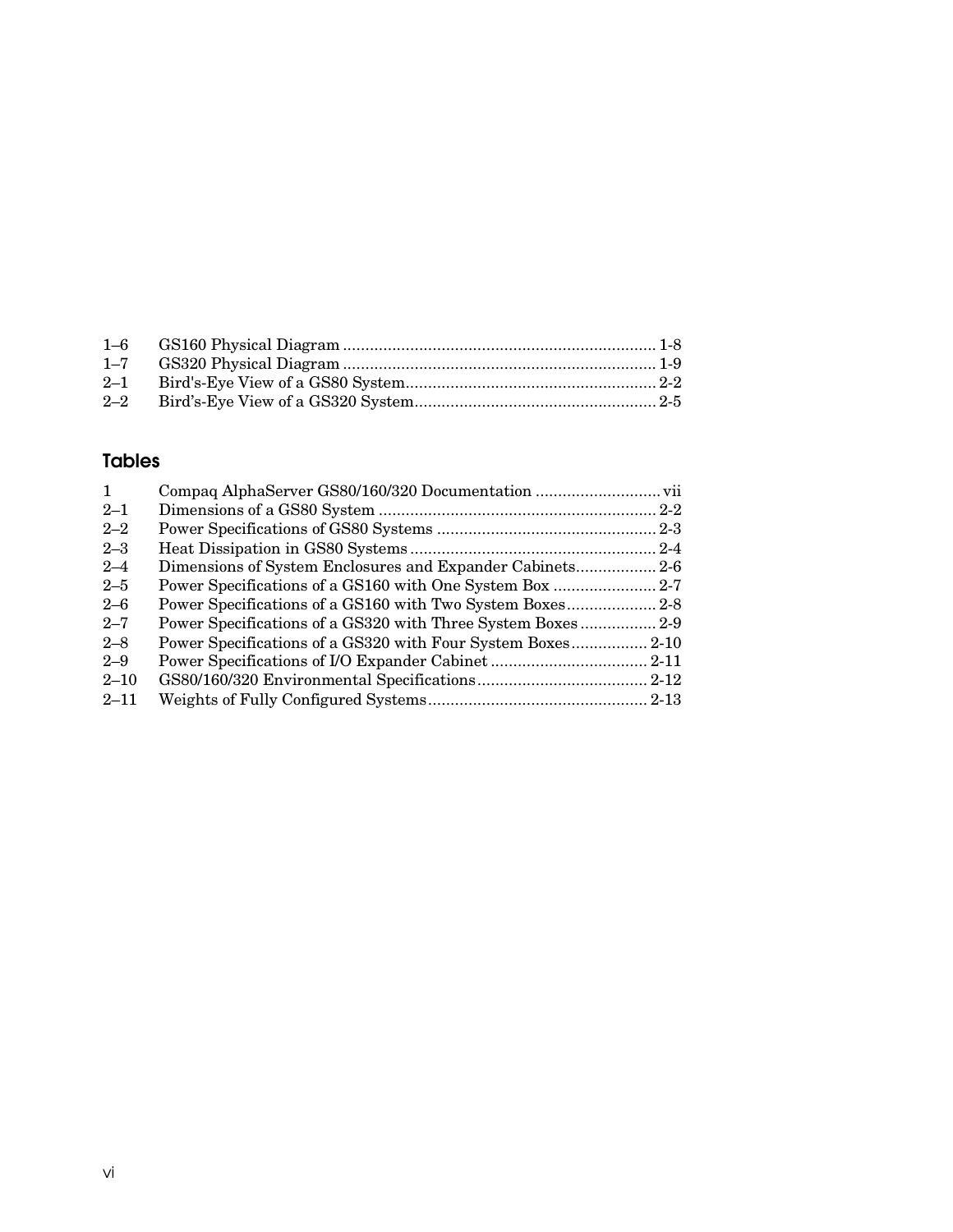| | | |
|---|---|---|
| 1–6 | GS160 Physical Diagram | 1-8 |
| 1–7 | GS320 Physical Diagram | 1-9 |
| 2–1 | Bird's-Eye View of a GS80 System | 2-2 |
| 2–2 | Bird’s-Eye View of a GS320 System | 2-5 |

## Tables

| | | |
|---|---|---|
| 1 | Compaq AlphaServer GS80/160/320 Documentation | vii |
| 2–1 | Dimensions of a GS80 System | 2-2 |
| 2–2 | Power Specifications of GS80 Systems | 2-3 |
| 2–3 | Heat Dissipation in GS80 Systems | 2-4 |
| 2–4 | Dimensions of System Enclosures and Expander Cabinets | 2-6 |
| 2–5 | Power Specifications of a GS160 with One System Box | 2-7 |
| 2–6 | Power Specifications of a GS160 with Two System Boxes | 2-8 |
| 2–7 | Power Specifications of a GS320 with Three System Boxes | 2-9 |
| 2–8 | Power Specifications of a GS320 with Four System Boxes | 2-10 |
| 2–9 | Power Specifications of I/O Expander Cabinet | 2-11 |
| 2–10 | GS80/160/320 Environmental Specifications | 2-12 |
| 2–11 | Weights of Fully Configured Systems | 2-13 |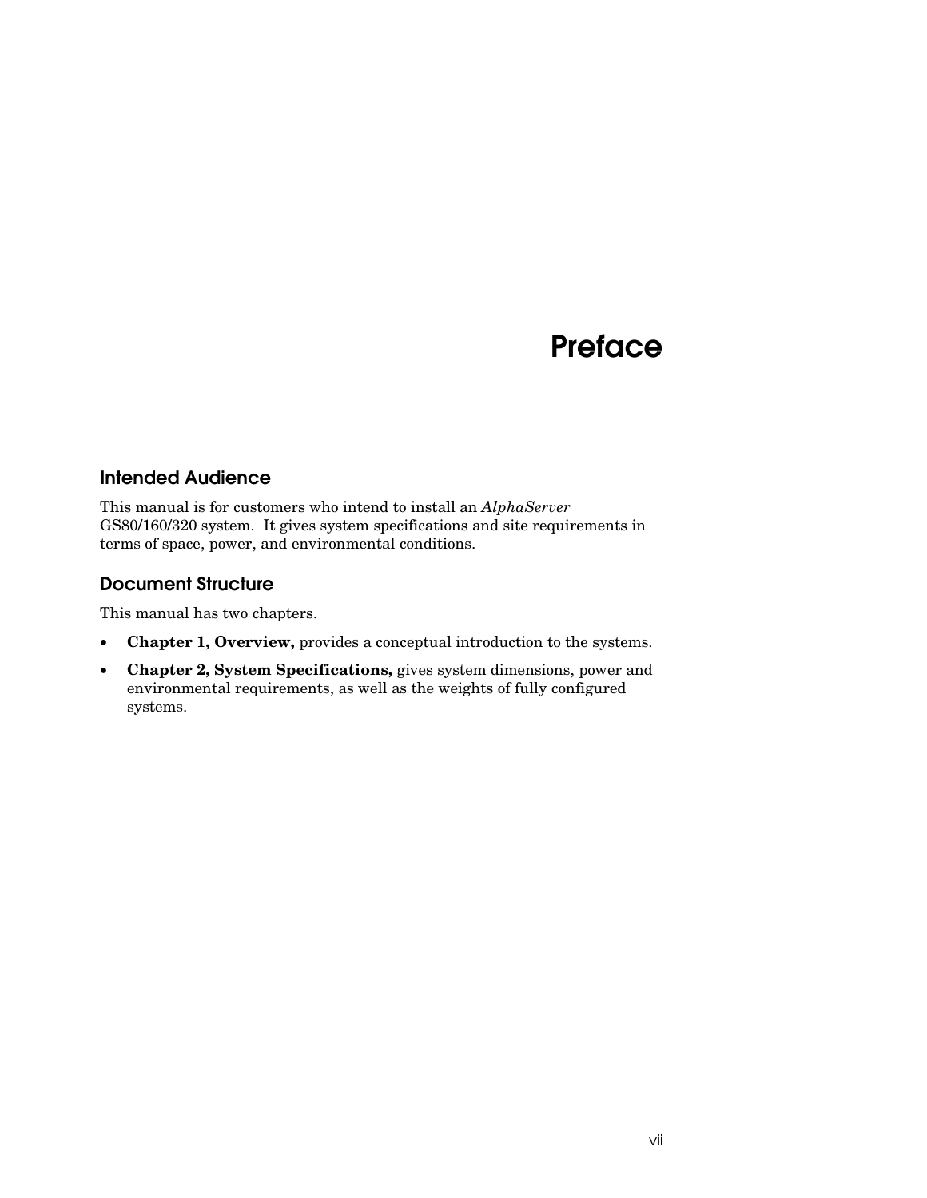# Preface

## Intended Audience

This manual is for customers who intend to install an *AlphaServer* GS80/160/320 system. It gives system specifications and site requirements in terms of space, power, and environmental conditions.

## Document Structure

This manual has two chapters.

- **Chapter 1, Overview,** provides a conceptual introduction to the systems.
- **Chapter 2, System Specifications,** gives system dimensions, power and environmental requirements, as well as the weights of fully configured systems.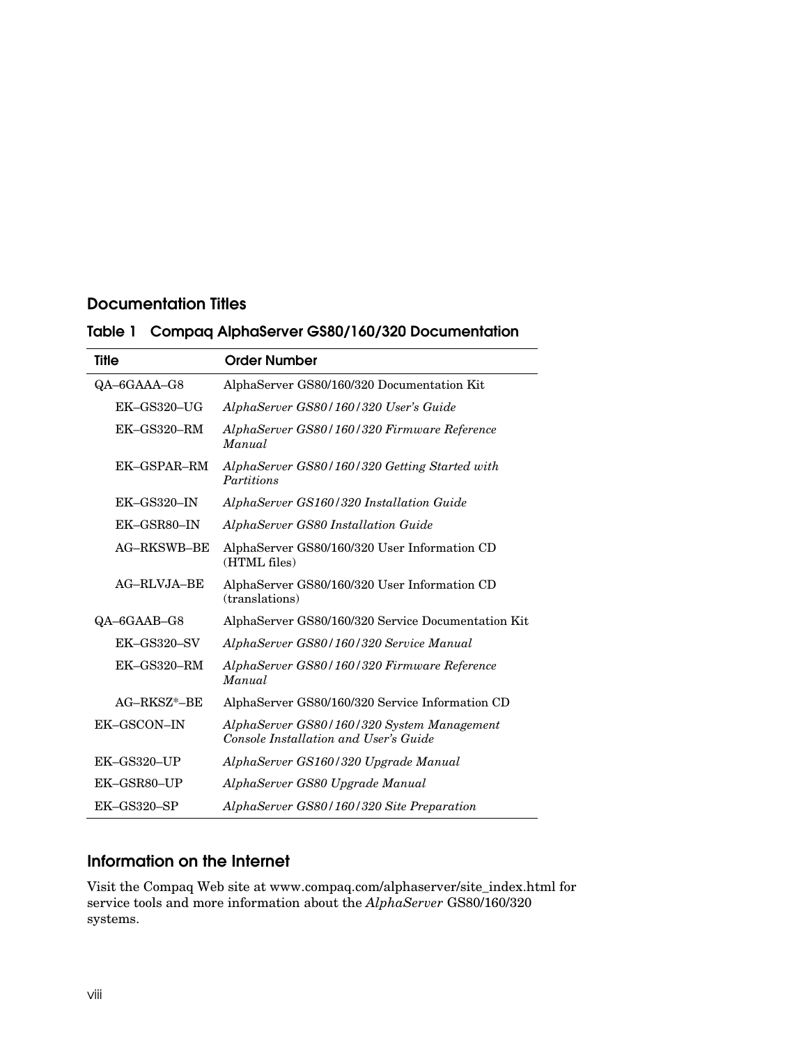## Documentation Titles

### Table 1 Compaq AlphaServer GS80/160/320 Documentation

| Title | Order Number |
|---|---|
| QA–6GAAA–G8 | AlphaServer GS80/160/320 Documentation Kit |
| EK–GS320–UG | *AlphaServer GS80/160/320 User's Guide* |
| EK–GS320–RM | *AlphaServer GS80/160/320 Firmware Reference Manual* |
| EK–GSPAR–RM | *AlphaServer GS80/160/320 Getting Started with Partitions* |
| EK–GS320–IN | *AlphaServer GS160/320 Installation Guide* |
| EK–GSR80–IN | *AlphaServer GS80 Installation Guide* |
| AG–RKSWB–BE | AlphaServer GS80/160/320 User Information CD (HTML files) |
| AG–RLVJA–BE | AlphaServer GS80/160/320 User Information CD (translations) |
| QA–6GAAB–G8 | AlphaServer GS80/160/320 Service Documentation Kit |
| EK–GS320–SV | *AlphaServer GS80/160/320 Service Manual* |
| EK–GS320–RM | *AlphaServer GS80/160/320 Firmware Reference Manual* |
| AG–RKSZ*–BE | AlphaServer GS80/160/320 Service Information CD |
| EK–GSCON–IN | *AlphaServer GS80/160/320 System Management Console Installation and User's Guide* |
| EK–GS320–UP | *AlphaServer GS160/320 Upgrade Manual* |
| EK–GSR80–UP | *AlphaServer GS80 Upgrade Manual* |
| EK–GS320–SP | *AlphaServer GS80/160/320 Site Preparation* |

## Information on the Internet

Visit the Compaq Web site at www.compaq.com/alphaserver/site_index.html for service tools and more information about the *AlphaServer* GS80/160/320 systems.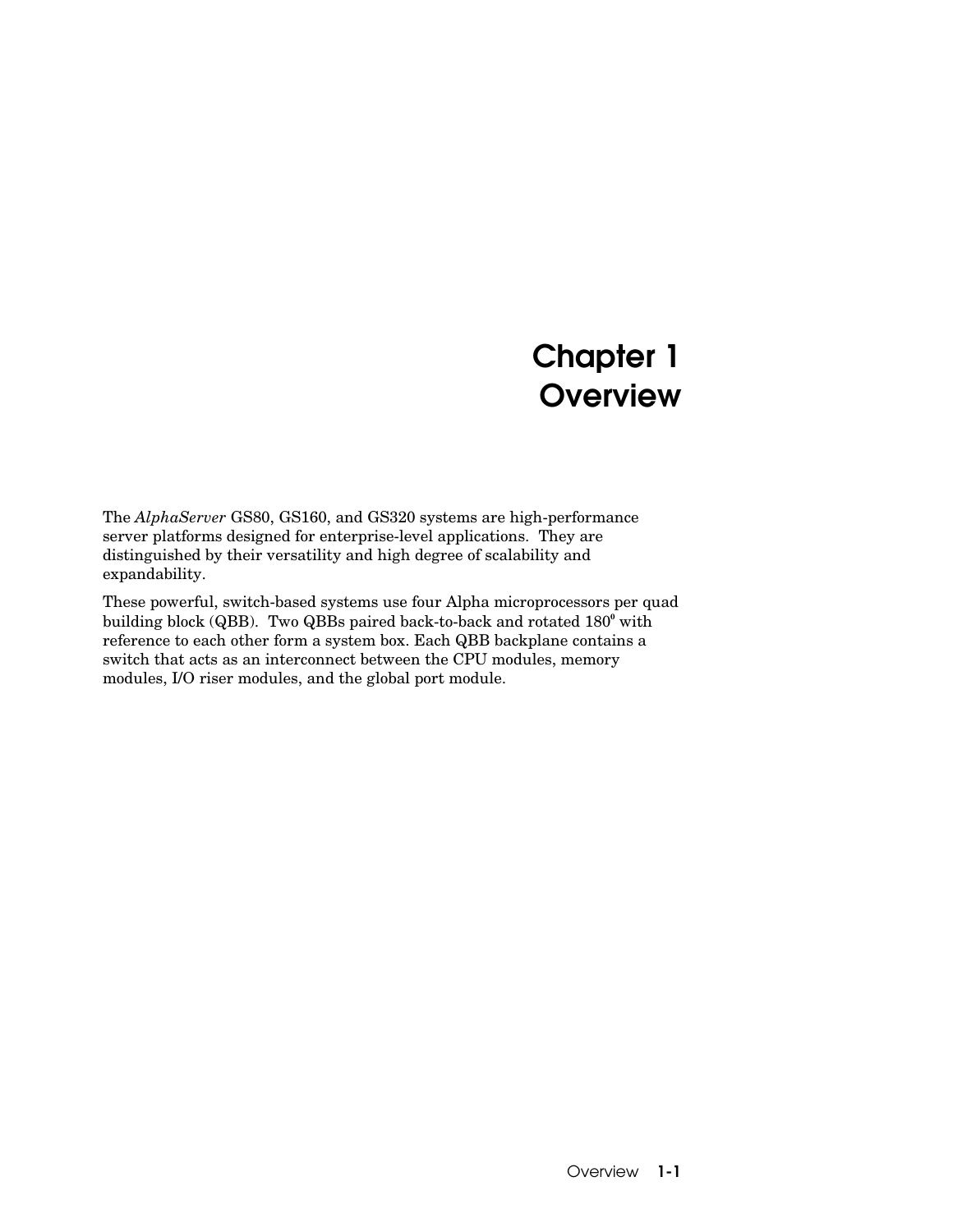# Chapter 1
# Overview

The *AlphaServer* GS80, GS160, and GS320 systems are high-performance server platforms designed for enterprise-level applications. They are distinguished by their versatility and high degree of scalability and expandability.

These powerful, switch-based systems use four Alpha microprocessors per quad building block (QBB). Two QBBs paired back-to-back and rotated 180° with reference to each other form a system box. Each QBB backplane contains a switch that acts as an interconnect between the CPU modules, memory modules, I/O riser modules, and the global port module.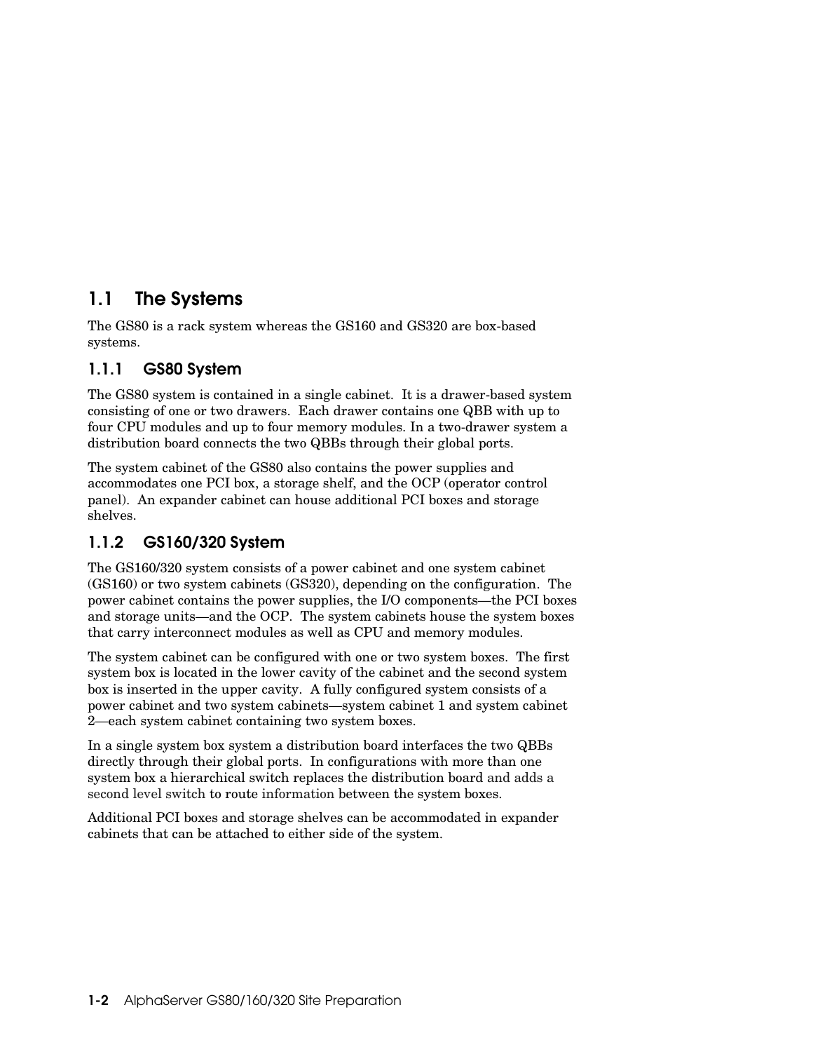## 1.1 The Systems

The GS80 is a rack system whereas the GS160 and GS320 are box-based systems.

### 1.1.1 GS80 System

The GS80 system is contained in a single cabinet. It is a drawer-based system consisting of one or two drawers. Each drawer contains one QBB with up to four CPU modules and up to four memory modules. In a two-drawer system a distribution board connects the two QBBs through their global ports.

The system cabinet of the GS80 also contains the power supplies and accommodates one PCI box, a storage shelf, and the OCP (operator control panel). An expander cabinet can house additional PCI boxes and storage shelves.

### 1.1.2 GS160/320 System

The GS160/320 system consists of a power cabinet and one system cabinet (GS160) or two system cabinets (GS320), depending on the configuration. The power cabinet contains the power supplies, the I/O components—the PCI boxes and storage units—and the OCP. The system cabinets house the system boxes that carry interconnect modules as well as CPU and memory modules.

The system cabinet can be configured with one or two system boxes. The first system box is located in the lower cavity of the cabinet and the second system box is inserted in the upper cavity. A fully configured system consists of a power cabinet and two system cabinets—system cabinet 1 and system cabinet 2—each system cabinet containing two system boxes.

In a single system box system a distribution board interfaces the two QBBs directly through their global ports. In configurations with more than one system box a hierarchical switch replaces the distribution board and adds a second level switch to route information between the system boxes.

Additional PCI boxes and storage shelves can be accommodated in expander cabinets that can be attached to either side of the system.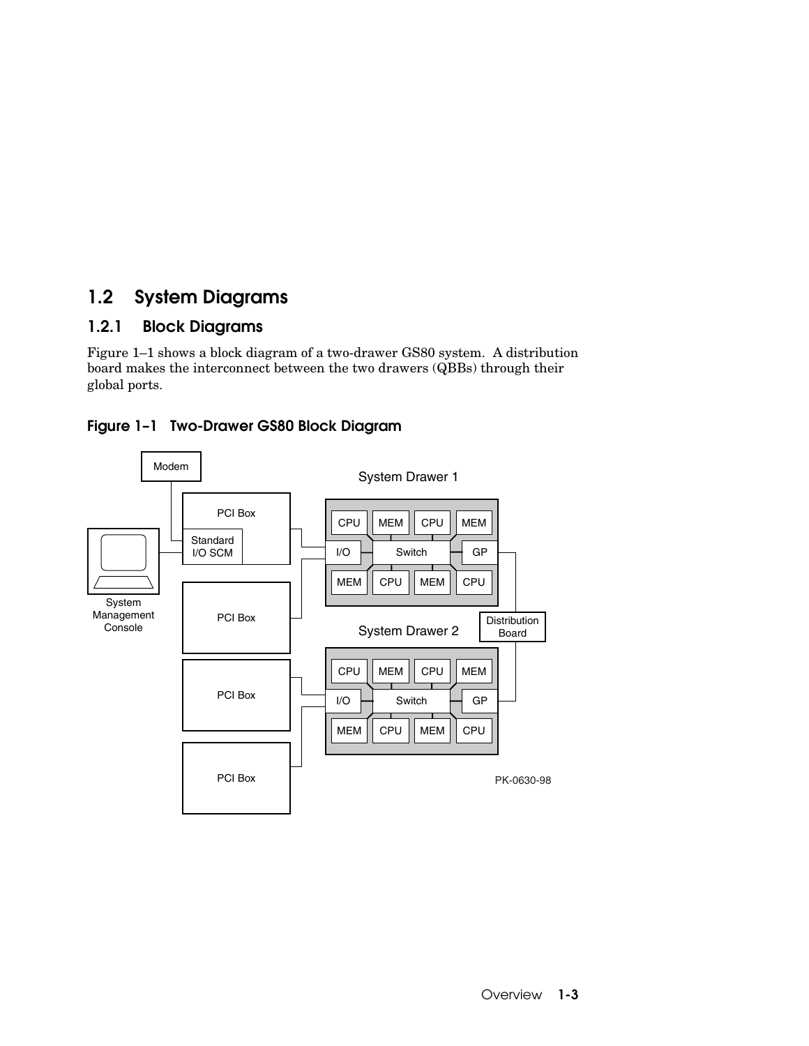## 1.2 System Diagrams

### 1.2.1 Block Diagrams

Figure 1–1 shows a block diagram of a two-drawer GS80 system. A distribution board makes the interconnect between the two drawers (QBBs) through their global ports.

**Figure 1–1 Two-Drawer GS80 Block Diagram**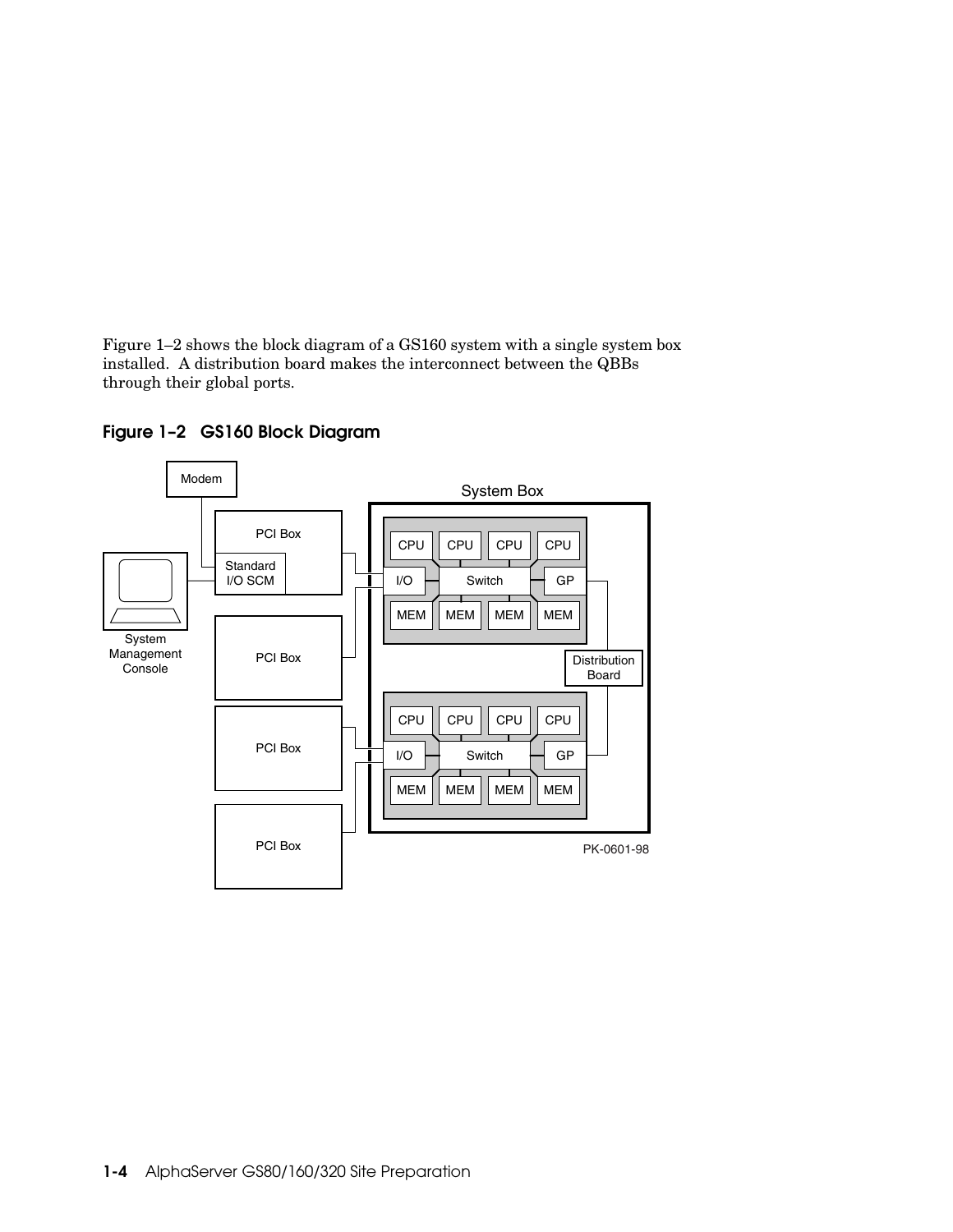Figure 1–2 shows the block diagram of a GS160 system with a single system box installed. A distribution board makes the interconnect between the QBBs through their global ports.

**Figure 1–2 GS160 Block Diagram**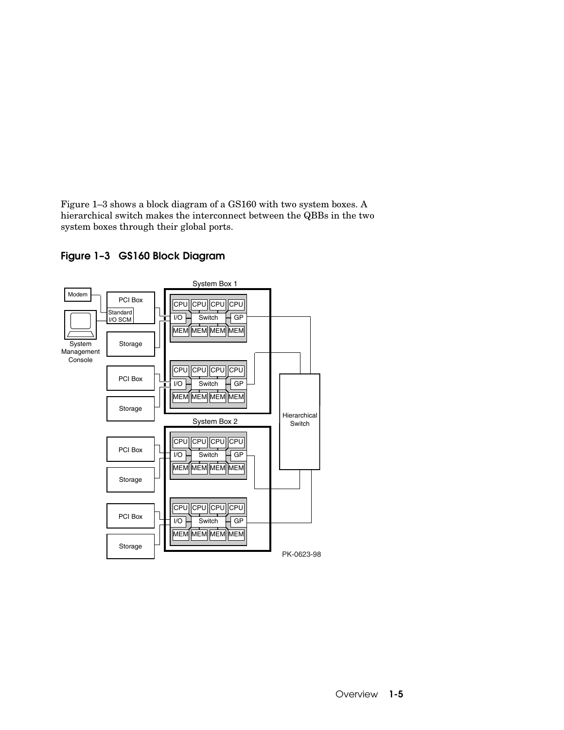Figure 1–3 shows a block diagram of a GS160 with two system boxes. A hierarchical switch makes the interconnect between the QBBs in the two system boxes through their global ports.

## Figure 1–3 GS160 Block Diagram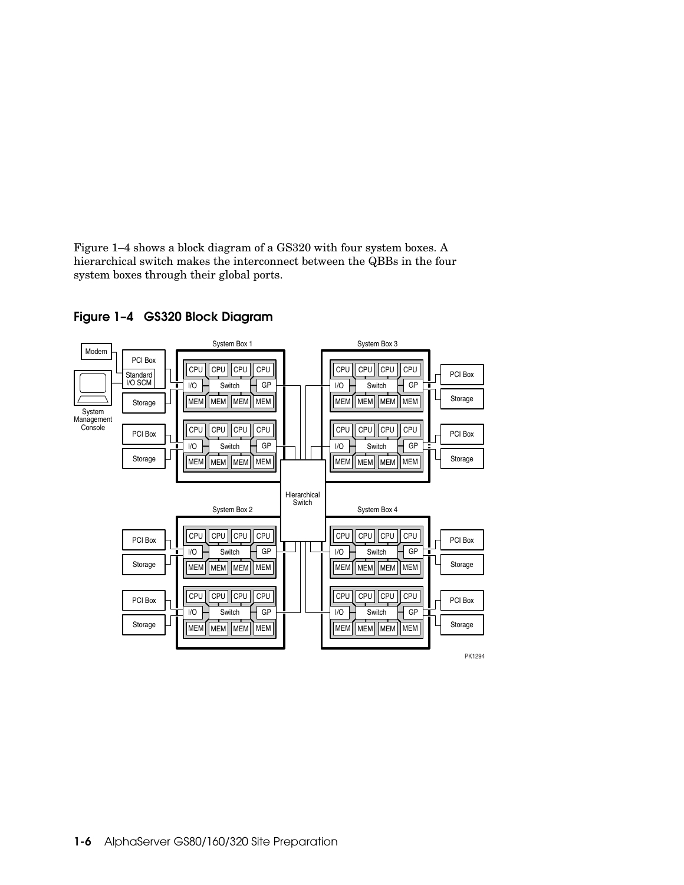Figure 1–4 shows a block diagram of a GS320 with four system boxes. A hierarchical switch makes the interconnect between the QBBs in the four system boxes through their global ports.

## Figure 1–4 GS320 Block Diagram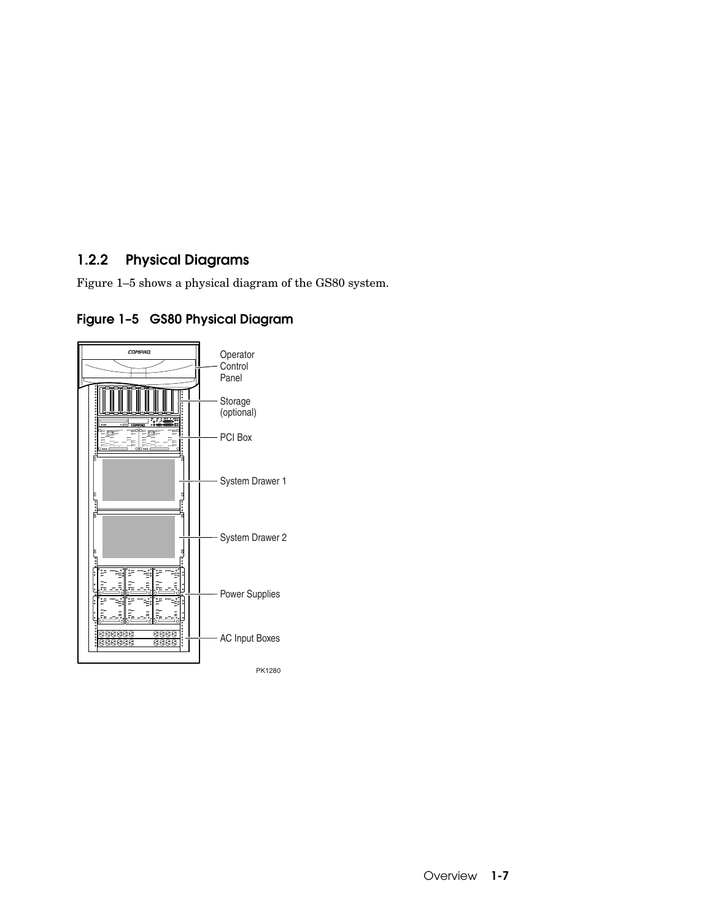### 1.2.2 Physical Diagrams

Figure 1–5 shows a physical diagram of the GS80 system.

**Figure 1–5 GS80 Physical Diagram**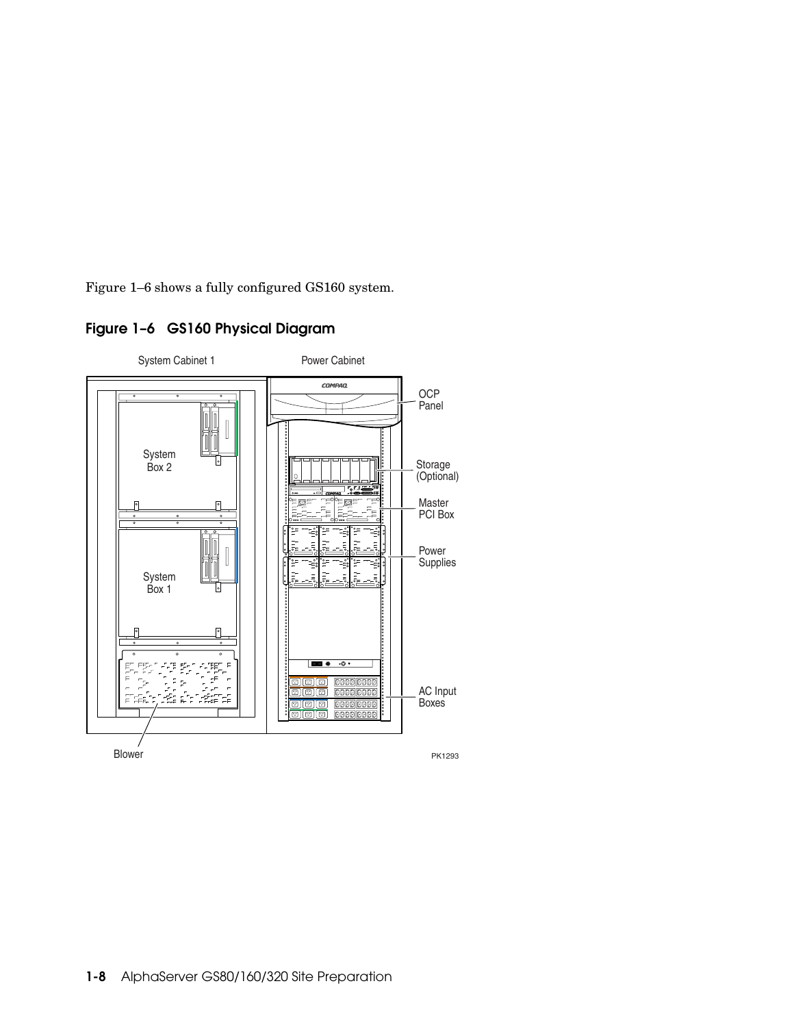Figure 1–6 shows a fully configured GS160 system.

## Figure 1–6 GS160 Physical Diagram

System Cabinet 1

Power Cabinet

OCP Panel

Storage (Optional)

Master PCI Box

Power Supplies

System Box 2

System Box 1

AC Input Boxes

Blower

PK1293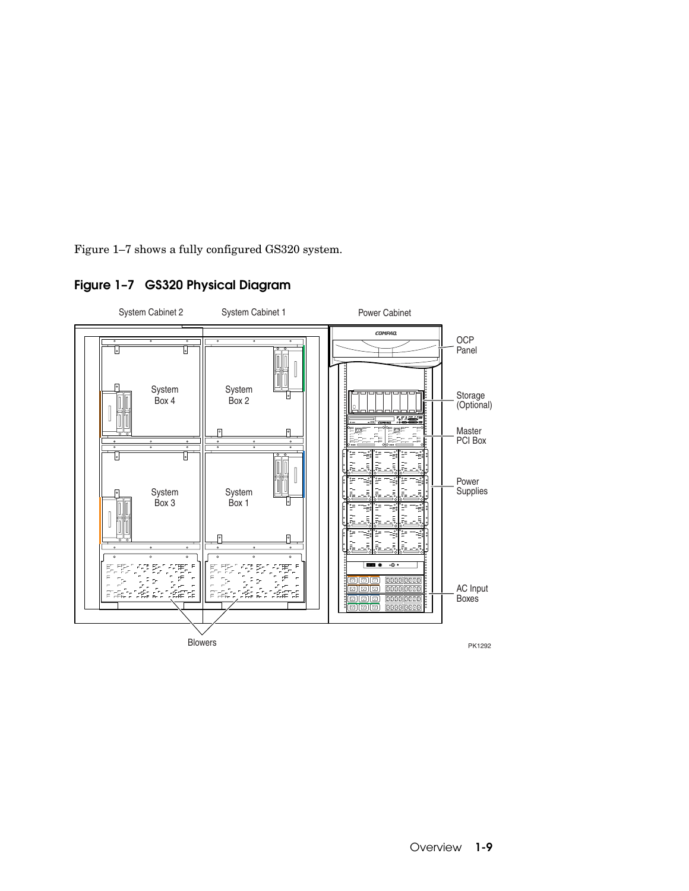Figure 1–7 shows a fully configured GS320 system.

## Figure 1–7 GS320 Physical Diagram

System Cabinet 2

System Cabinet 1

Power Cabinet

System Box 4

System Box 2

System Box 3

System Box 1

OCP Panel

Storage (Optional)

Master PCI Box

Power Supplies

AC Input Boxes

Blowers

PK1292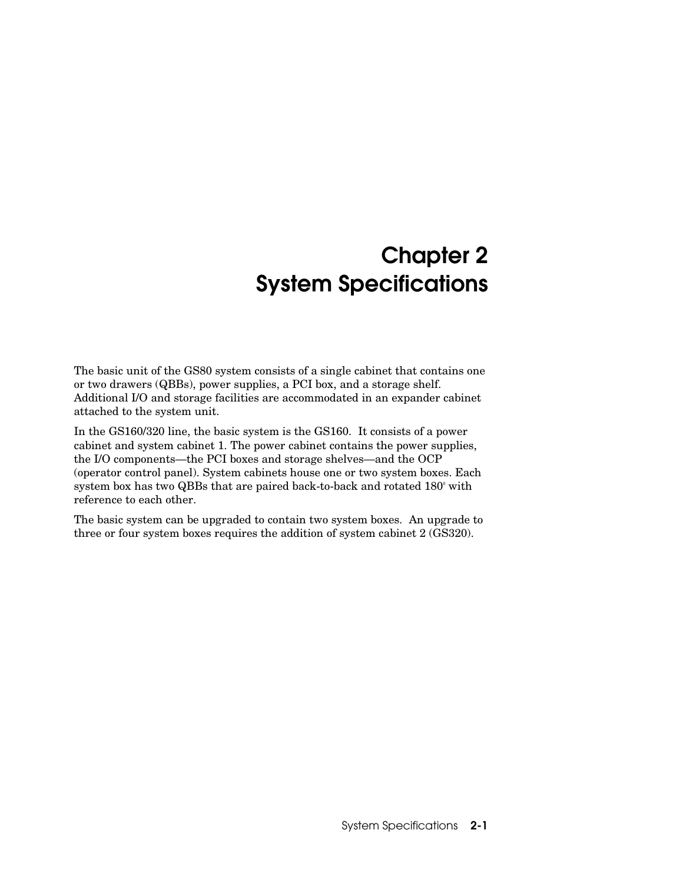# Chapter 2
# System Specifications

The basic unit of the GS80 system consists of a single cabinet that contains one or two drawers (QBBs), power supplies, a PCI box, and a storage shelf. Additional I/O and storage facilities are accommodated in an expander cabinet attached to the system unit.

In the GS160/320 line, the basic system is the GS160. It consists of a power cabinet and system cabinet 1. The power cabinet contains the power supplies, the I/O components—the PCI boxes and storage shelves—and the OCP (operator control panel). System cabinets house one or two system boxes. Each system box has two QBBs that are paired back-to-back and rotated 180° with reference to each other.

The basic system can be upgraded to contain two system boxes. An upgrade to three or four system boxes requires the addition of system cabinet 2 (GS320).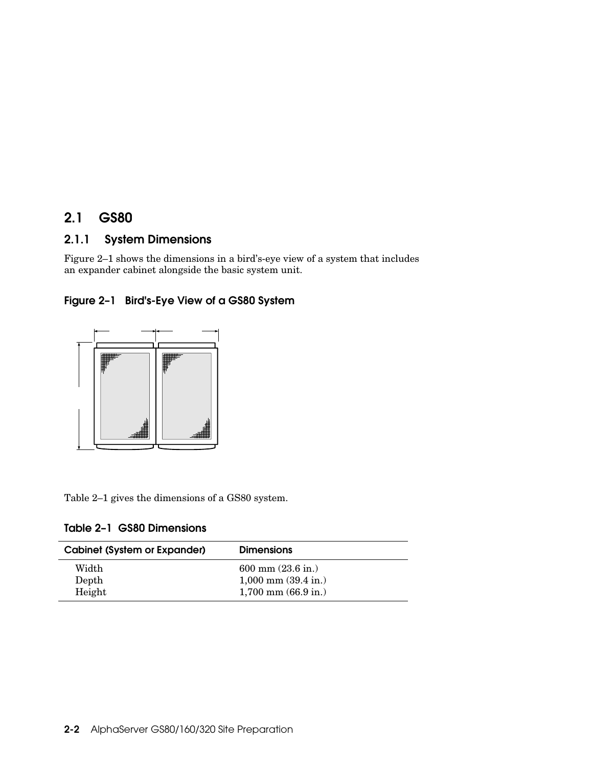## 2.1 GS80

### 2.1.1 System Dimensions

Figure 2–1 shows the dimensions in a bird's-eye view of a system that includes an expander cabinet alongside the basic system unit.

**Figure 2–1 Bird's-Eye View of a GS80 System**

Table 2–1 gives the dimensions of a GS80 system.

**Table 2–1 GS80 Dimensions**

| Cabinet (System or Expander) | Dimensions |
|---|---|
| Width | 600 mm (23.6 in.) |
| Depth | 1,000 mm (39.4 in.) |
| Height | 1,700 mm (66.9 in.) |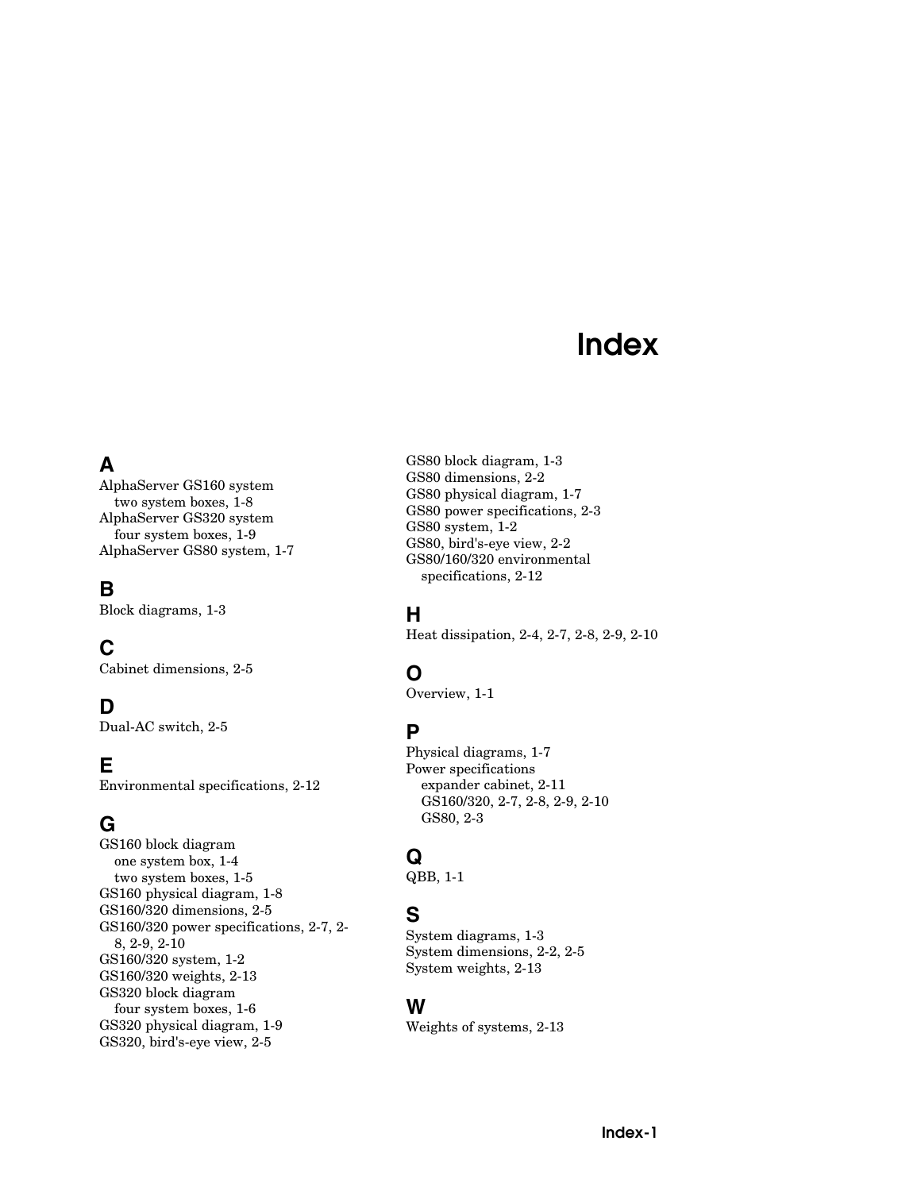# Index

## A

AlphaServer GS160 system
  two system boxes, 1-8
AlphaServer GS320 system
  four system boxes, 1-9
AlphaServer GS80 system, 1-7

## B

Block diagrams, 1-3

## C

Cabinet dimensions, 2-5

## D

Dual-AC switch, 2-5

## E

Environmental specifications, 2-12

## G

GS160 block diagram
  one system box, 1-4
  two system boxes, 1-5
GS160 physical diagram, 1-8
GS160/320 dimensions, 2-5
GS160/320 power specifications, 2-7, 2-8, 2-9, 2-10
GS160/320 system, 1-2
GS160/320 weights, 2-13
GS320 block diagram
  four system boxes, 1-6
GS320 physical diagram, 1-9
GS320, bird's-eye view, 2-5
GS80 block diagram, 1-3
GS80 dimensions, 2-2
GS80 physical diagram, 1-7
GS80 power specifications, 2-3
GS80 system, 1-2
GS80, bird's-eye view, 2-2
GS80/160/320 environmental
  specifications, 2-12

## H

Heat dissipation, 2-4, 2-7, 2-8, 2-9, 2-10

## O

Overview, 1-1

## P

Physical diagrams, 1-7
Power specifications
  expander cabinet, 2-11
  GS160/320, 2-7, 2-8, 2-9, 2-10
  GS80, 2-3

## Q

QBB, 1-1

## S

System diagrams, 1-3
System dimensions, 2-2, 2-5
System weights, 2-13

## W

Weights of systems, 2-13